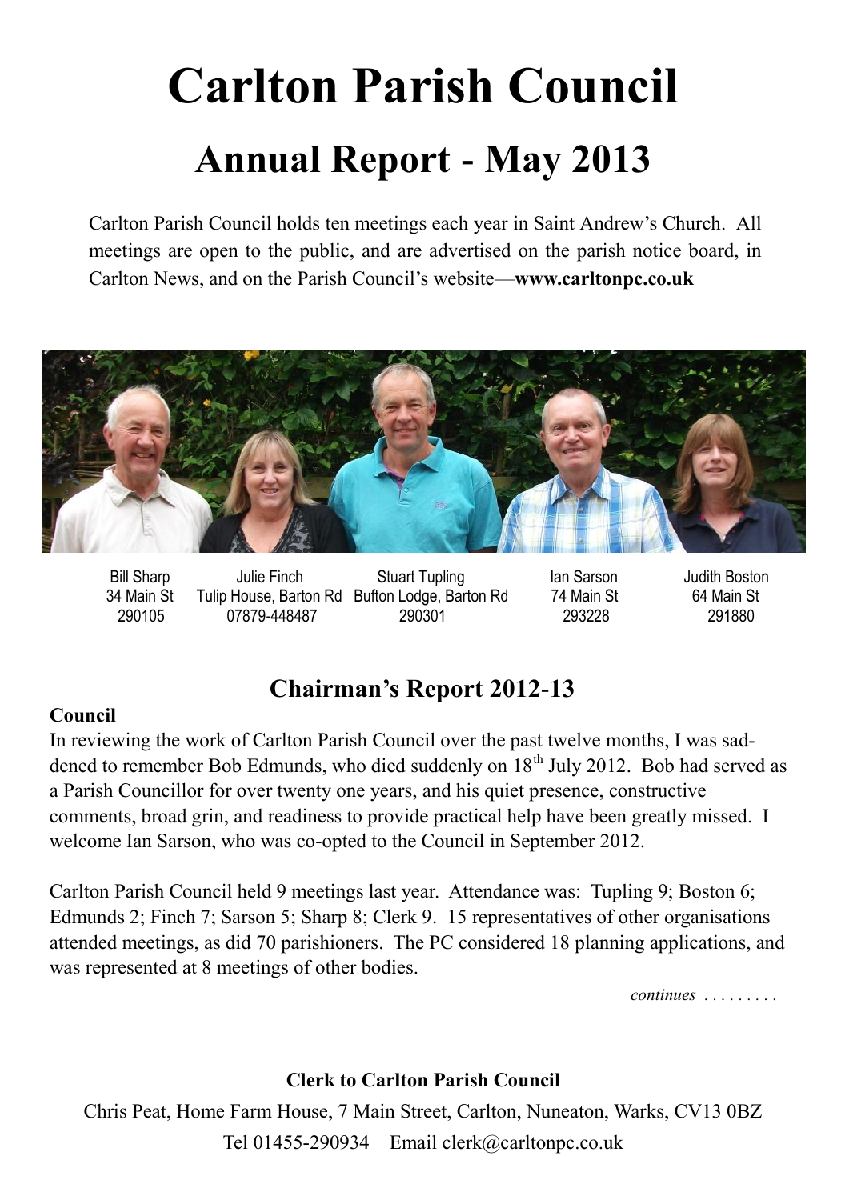# Carlton Parish Council

## Annual Report - May 2013

Carlton Parish Council holds ten meetings each year in Saint Andrew's Church. All meetings are open to the public, and are advertised on the parish notice board, in Carlton News, and on the Parish Council's website—**www.carltonpc.co.uk**

| Bill Sharp | Julie Finch | Stuart Tupling | Ian Sarson | Judith Boston |
|---|---|---|---|---|
| 34 Main St | Tulip House, Barton Rd | Bufton Lodge, Barton Rd | 74 Main St | 64 Main St |
| 290105 | 07879-448487 | 290301 | 293228 | 291880 |

## Chairman's Report 2012-13

**Council**

In reviewing the work of Carlton Parish Council over the past twelve months, I was saddened to remember Bob Edmunds, who died suddenly on 18th July 2012. Bob had served as a Parish Councillor for over twenty one years, and his quiet presence, constructive comments, broad grin, and readiness to provide practical help have been greatly missed. I welcome Ian Sarson, who was co-opted to the Council in September 2012.

Carlton Parish Council held 9 meetings last year. Attendance was: Tupling 9; Boston 6; Edmunds 2; Finch 7; Sarson 5; Sharp 8; Clerk 9. 15 representatives of other organisations attended meetings, as did 70 parishioners. The PC considered 18 planning applications, and was represented at 8 meetings of other bodies.

*continues . . . . . . . . .*

**Clerk to Carlton Parish Council**

Chris Peat, Home Farm House, 7 Main Street, Carlton, Nuneaton, Warks, CV13 0BZ

Tel 01455-290934 Email clerk@carltonpc.co.uk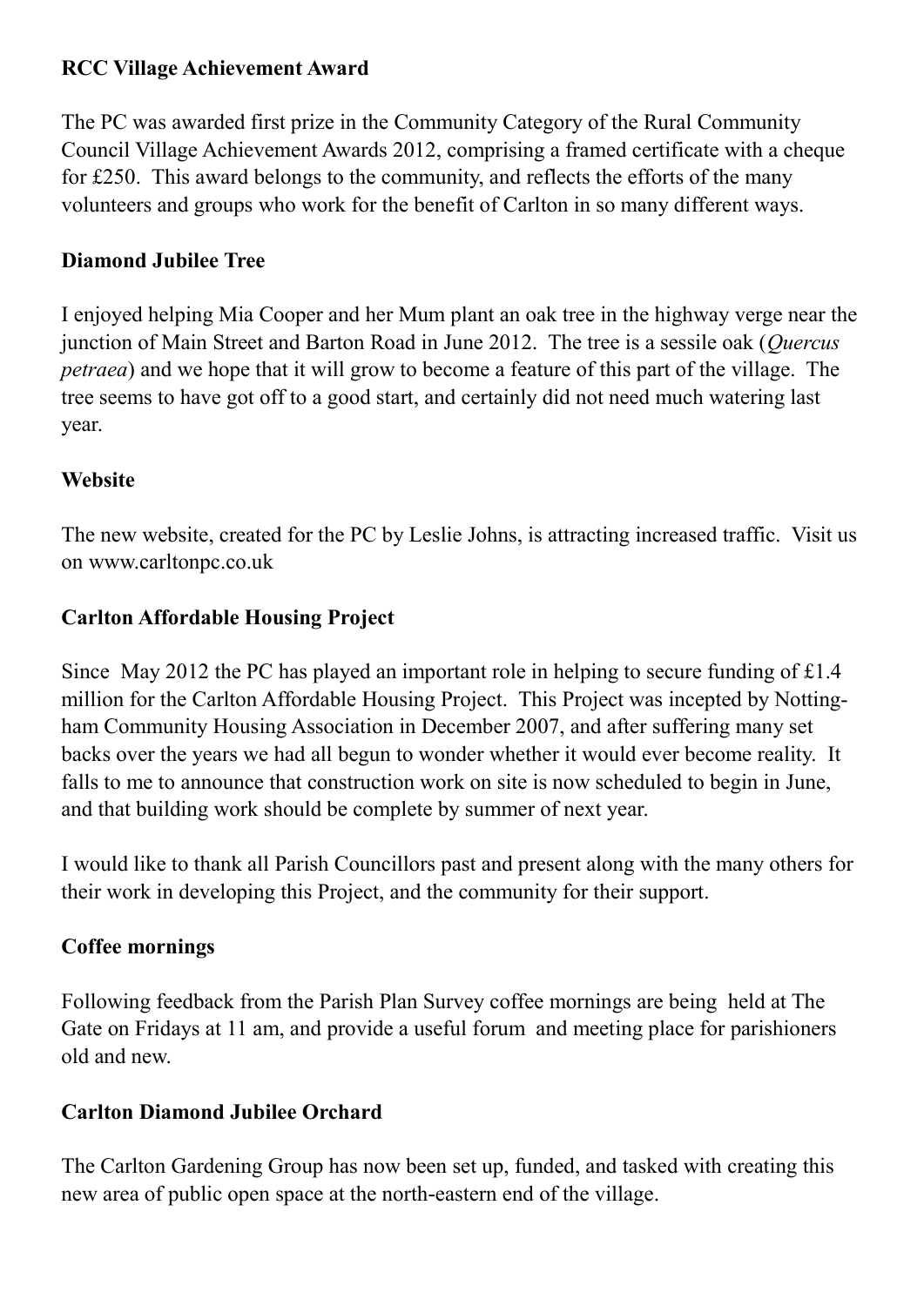**RCC Village Achievement Award**

The PC was awarded first prize in the Community Category of the Rural Community Council Village Achievement Awards 2012, comprising a framed certificate with a cheque for £250. This award belongs to the community, and reflects the efforts of the many volunteers and groups who work for the benefit of Carlton in so many different ways.

**Diamond Jubilee Tree**

I enjoyed helping Mia Cooper and her Mum plant an oak tree in the highway verge near the junction of Main Street and Barton Road in June 2012. The tree is a sessile oak (*Quercus petraea*) and we hope that it will grow to become a feature of this part of the village. The tree seems to have got off to a good start, and certainly did not need much watering last year.

**Website**

The new website, created for the PC by Leslie Johns, is attracting increased traffic. Visit us on www.carltonpc.co.uk

**Carlton Affordable Housing Project**

Since May 2012 the PC has played an important role in helping to secure funding of £1.4 million for the Carlton Affordable Housing Project. This Project was incepted by Nottingham Community Housing Association in December 2007, and after suffering many set backs over the years we had all begun to wonder whether it would ever become reality. It falls to me to announce that construction work on site is now scheduled to begin in June, and that building work should be complete by summer of next year.

I would like to thank all Parish Councillors past and present along with the many others for their work in developing this Project, and the community for their support.

**Coffee mornings**

Following feedback from the Parish Plan Survey coffee mornings are being held at The Gate on Fridays at 11 am, and provide a useful forum and meeting place for parishioners old and new.

**Carlton Diamond Jubilee Orchard**

The Carlton Gardening Group has now been set up, funded, and tasked with creating this new area of public open space at the north-eastern end of the village.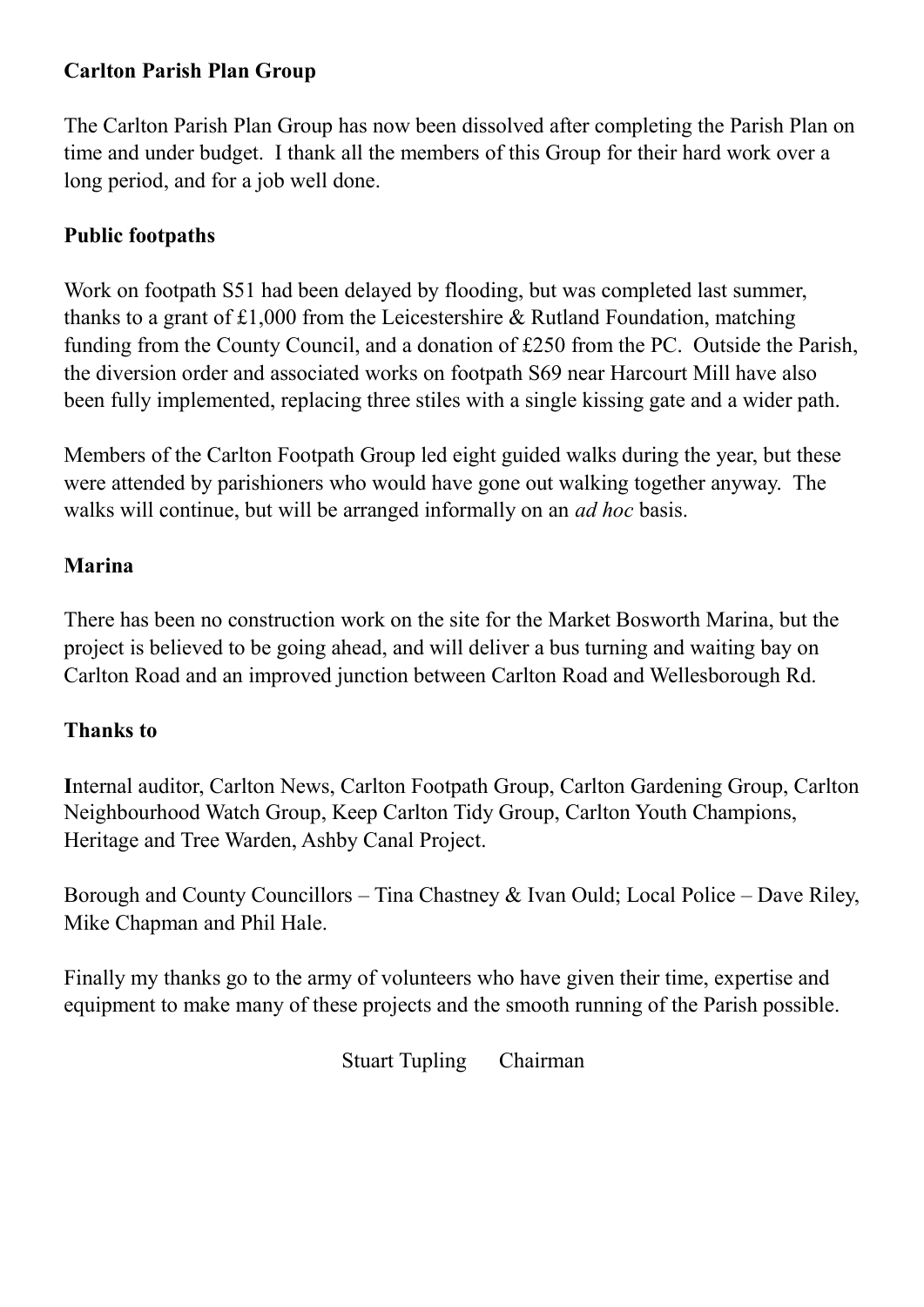**Carlton Parish Plan Group**

The Carlton Parish Plan Group has now been dissolved after completing the Parish Plan on time and under budget. I thank all the members of this Group for their hard work over a long period, and for a job well done.

**Public footpaths**

Work on footpath S51 had been delayed by flooding, but was completed last summer, thanks to a grant of £1,000 from the Leicestershire & Rutland Foundation, matching funding from the County Council, and a donation of £250 from the PC. Outside the Parish, the diversion order and associated works on footpath S69 near Harcourt Mill have also been fully implemented, replacing three stiles with a single kissing gate and a wider path.

Members of the Carlton Footpath Group led eight guided walks during the year, but these were attended by parishioners who would have gone out walking together anyway. The walks will continue, but will be arranged informally on an *ad hoc* basis.

**Marina**

There has been no construction work on the site for the Market Bosworth Marina, but the project is believed to be going ahead, and will deliver a bus turning and waiting bay on Carlton Road and an improved junction between Carlton Road and Wellesborough Rd.

**Thanks to**

**I**nternal auditor, Carlton News, Carlton Footpath Group, Carlton Gardening Group, Carlton Neighbourhood Watch Group, Keep Carlton Tidy Group, Carlton Youth Champions, Heritage and Tree Warden, Ashby Canal Project.

Borough and County Councillors – Tina Chastney & Ivan Ould; Local Police – Dave Riley, Mike Chapman and Phil Hale.

Finally my thanks go to the army of volunteers who have given their time, expertise and equipment to make many of these projects and the smooth running of the Parish possible.

Stuart Tupling Chairman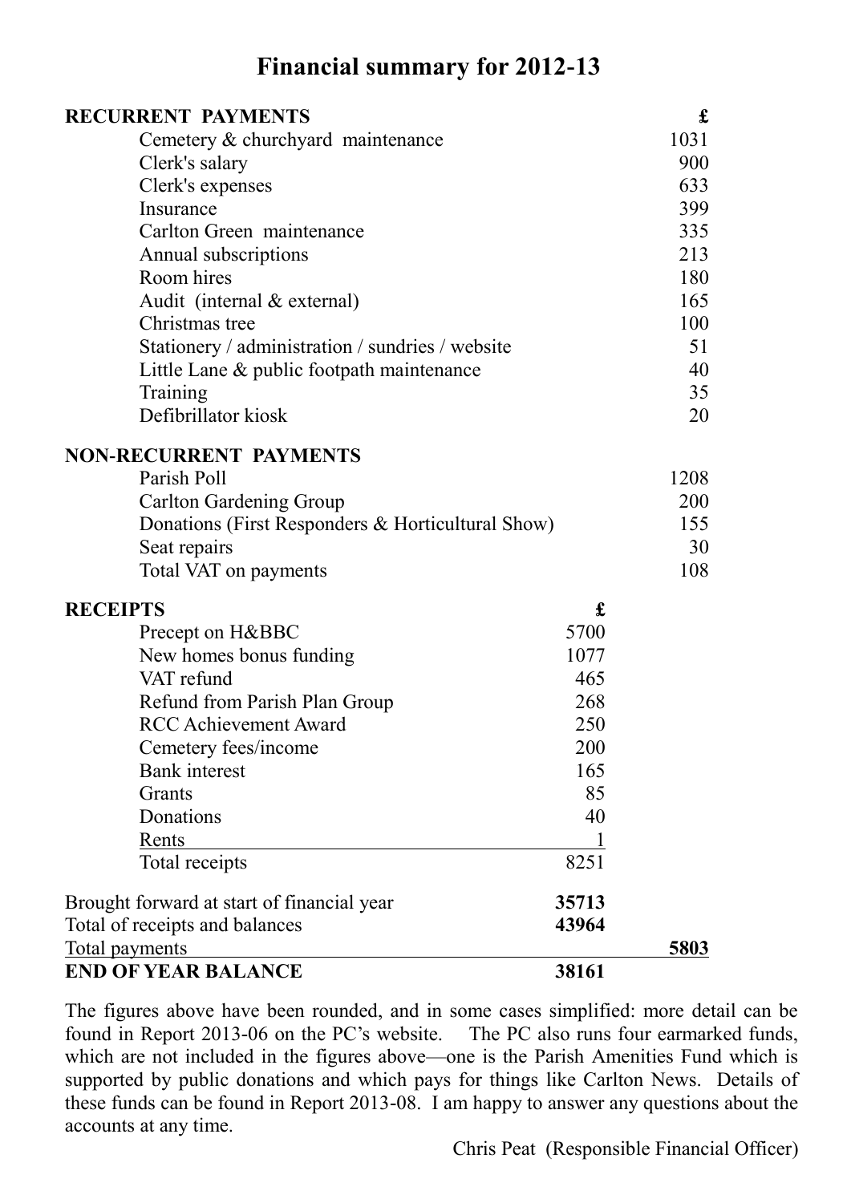# Financial summary for 2012-13

| | | |
|---|---|---|
| **RECURRENT PAYMENTS** | | **£** |
| Cemetery & churchyard maintenance | | 1031 |
| Clerk's salary | | 900 |
| Clerk's expenses | | 633 |
| Insurance | | 399 |
| Carlton Green maintenance | | 335 |
| Annual subscriptions | | 213 |
| Room hires | | 180 |
| Audit (internal & external) | | 165 |
| Christmas tree | | 100 |
| Stationery / administration / sundries / website | | 51 |
| Little Lane & public footpath maintenance | | 40 |
| Training | | 35 |
| Defibrillator kiosk | | 20 |
| **NON-RECURRENT PAYMENTS** | | |
| Parish Poll | | 1208 |
| Carlton Gardening Group | | 200 |
| Donations (First Responders & Horticultural Show) | | 155 |
| Seat repairs | | 30 |
| Total VAT on payments | | 108 |
| **RECEIPTS** | **£** | |
| Precept on H&BBC | 5700 | |
| New homes bonus funding | 1077 | |
| VAT refund | 465 | |
| Refund from Parish Plan Group | 268 | |
| RCC Achievement Award | 250 | |
| Cemetery fees/income | 200 | |
| Bank interest | 165 | |
| Grants | 85 | |
| Donations | 40 | |
| Rents | 1 | |
| Total receipts | 8251 | |
| Brought forward at start of financial year | **35713** | |
| Total of receipts and balances | **43964** | |
| Total payments | | **5803** |
| **END OF YEAR BALANCE** | **38161** | |

The figures above have been rounded, and in some cases simplified: more detail can be found in Report 2013-06 on the PC's website. The PC also runs four earmarked funds, which are not included in the figures above—one is the Parish Amenities Fund which is supported by public donations and which pays for things like Carlton News. Details of these funds can be found in Report 2013-08. I am happy to answer any questions about the accounts at any time.

Chris Peat (Responsible Financial Officer)